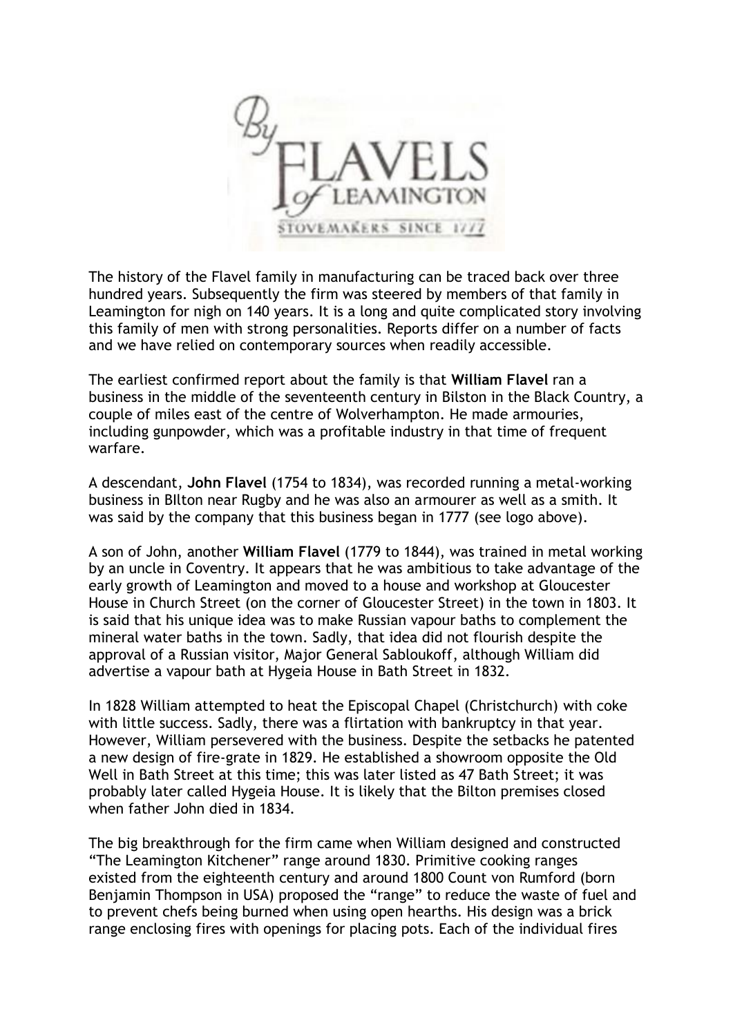By FLAVELS of LEAMINGTON

STOVEMAKERS SINCE 1777

The history of the Flavel family in manufacturing can be traced back over three hundred years. Subsequently the firm was steered by members of that family in Leamington for nigh on 140 years. It is a long and quite complicated story involving this family of men with strong personalities. Reports differ on a number of facts and we have relied on contemporary sources when readily accessible.

The earliest confirmed report about the family is that **William Flavel** ran a business in the middle of the seventeenth century in Bilston in the Black Country, a couple of miles east of the centre of Wolverhampton. He made armouries, including gunpowder, which was a profitable industry in that time of frequent warfare.

A descendant, **John Flavel** (1754 to 1834), was recorded running a metal-working business in BIlton near Rugby and he was also an armourer as well as a smith. It was said by the company that this business began in 1777 (see logo above).

A son of John, another **William Flavel** (1779 to 1844), was trained in metal working by an uncle in Coventry. It appears that he was ambitious to take advantage of the early growth of Leamington and moved to a house and workshop at Gloucester House in Church Street (on the corner of Gloucester Street) in the town in 1803. It is said that his unique idea was to make Russian vapour baths to complement the mineral water baths in the town. Sadly, that idea did not flourish despite the approval of a Russian visitor, Major General Sabloukoff, although William did advertise a vapour bath at Hygeia House in Bath Street in 1832.

In 1828 William attempted to heat the Episcopal Chapel (Christchurch) with coke with little success. Sadly, there was a flirtation with bankruptcy in that year. However, William persevered with the business. Despite the setbacks he patented a new design of fire-grate in 1829. He established a showroom opposite the Old Well in Bath Street at this time; this was later listed as 47 Bath Street; it was probably later called Hygeia House. It is likely that the Bilton premises closed when father John died in 1834.

The big breakthrough for the firm came when William designed and constructed "The Leamington Kitchener" range around 1830. Primitive cooking ranges existed from the eighteenth century and around 1800 Count von Rumford (born Benjamin Thompson in USA) proposed the "range" to reduce the waste of fuel and to prevent chefs being burned when using open hearths. His design was a brick range enclosing fires with openings for placing pots. Each of the individual fires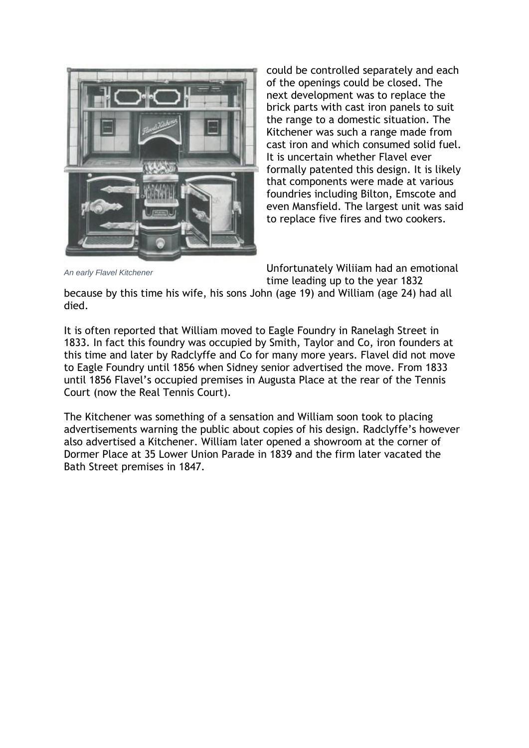could be controlled separately and each of the openings could be closed. The next development was to replace the brick parts with cast iron panels to suit the range to a domestic situation. The Kitchener was such a range made from cast iron and which consumed solid fuel. It is uncertain whether Flavel ever formally patented this design. It is likely that components were made at various foundries including Bilton, Emscote and even Mansfield. The largest unit was said to replace five fires and two cookers.

*An early Flavel Kitchener*

Unfortunately Wiliiam had an emotional time leading up to the year 1832 because by this time his wife, his sons John (age 19) and William (age 24) had all died.

It is often reported that William moved to Eagle Foundry in Ranelagh Street in 1833. In fact this foundry was occupied by Smith, Taylor and Co, iron founders at this time and later by Radclyffe and Co for many more years. Flavel did not move to Eagle Foundry until 1856 when Sidney senior advertised the move. From 1833 until 1856 Flavel's occupied premises in Augusta Place at the rear of the Tennis Court (now the Real Tennis Court).

The Kitchener was something of a sensation and William soon took to placing advertisements warning the public about copies of his design. Radclyffe's however also advertised a Kitchener. William later opened a showroom at the corner of Dormer Place at 35 Lower Union Parade in 1839 and the firm later vacated the Bath Street premises in 1847.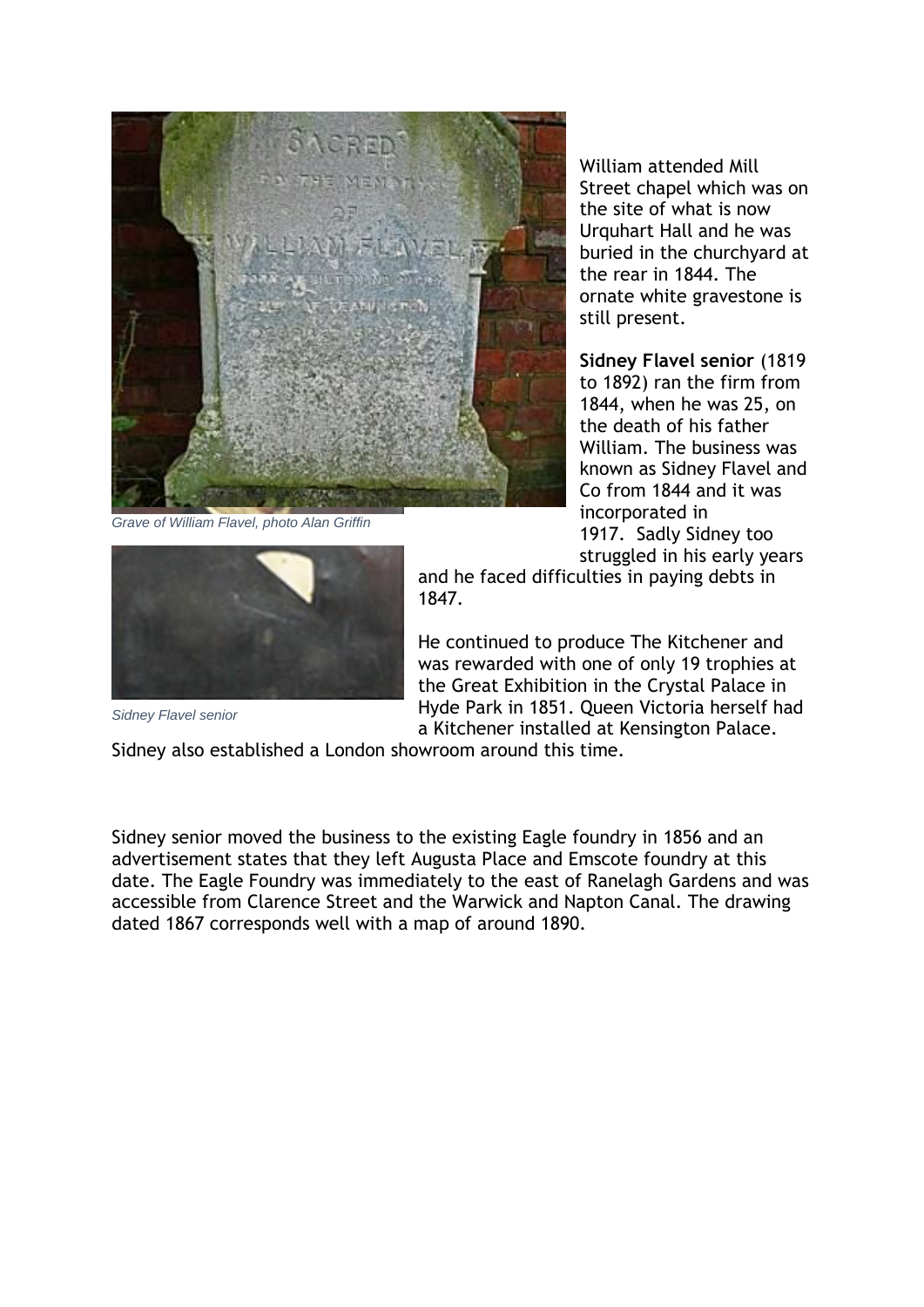Grave of William Flavel, photo Alan Griffin

William attended Mill Street chapel which was on the site of what is now Urquhart Hall and he was buried in the churchyard at the rear in 1844. The ornate white gravestone is still present.

**Sidney Flavel senior** (1819 to 1892) ran the firm from 1844, when he was 25, on the death of his father William. The business was known as Sidney Flavel and Co from 1844 and it was incorporated in 1917. Sadly Sidney too struggled in his early years and he faced difficulties in paying debts in 1847.

Sidney Flavel senior

He continued to produce The Kitchener and was rewarded with one of only 19 trophies at the Great Exhibition in the Crystal Palace in Hyde Park in 1851. Queen Victoria herself had a Kitchener installed at Kensington Palace. Sidney also established a London showroom around this time.

Sidney senior moved the business to the existing Eagle foundry in 1856 and an advertisement states that they left Augusta Place and Emscote foundry at this date. The Eagle Foundry was immediately to the east of Ranelagh Gardens and was accessible from Clarence Street and the Warwick and Napton Canal. The drawing dated 1867 corresponds well with a map of around 1890.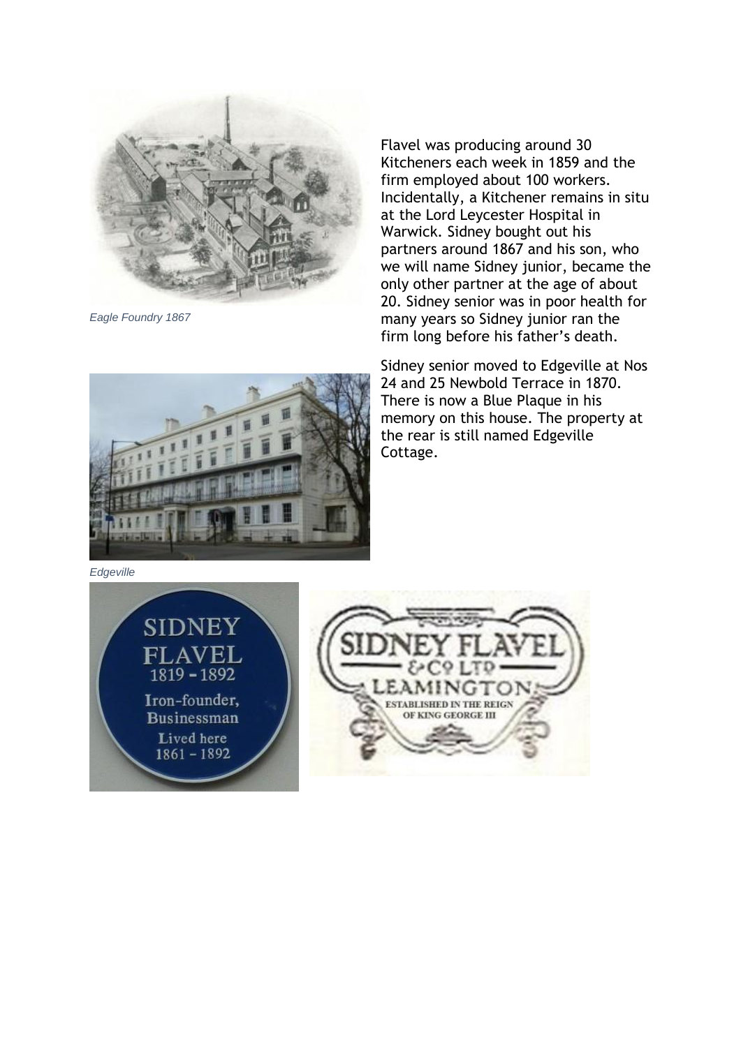Eagle Foundry 1867

Flavel was producing around 30 Kitcheners each week in 1859 and the firm employed about 100 workers. Incidentally, a Kitchener remains in situ at the Lord Leycester Hospital in Warwick. Sidney bought out his partners around 1867 and his son, who we will name Sidney junior, became the only other partner at the age of about 20. Sidney senior was in poor health for many years so Sidney junior ran the firm long before his father's death.

Sidney senior moved to Edgeville at Nos 24 and 25 Newbold Terrace in 1870. There is now a Blue Plaque in his memory on this house. The property at the rear is still named Edgeville Cottage.

Edgeville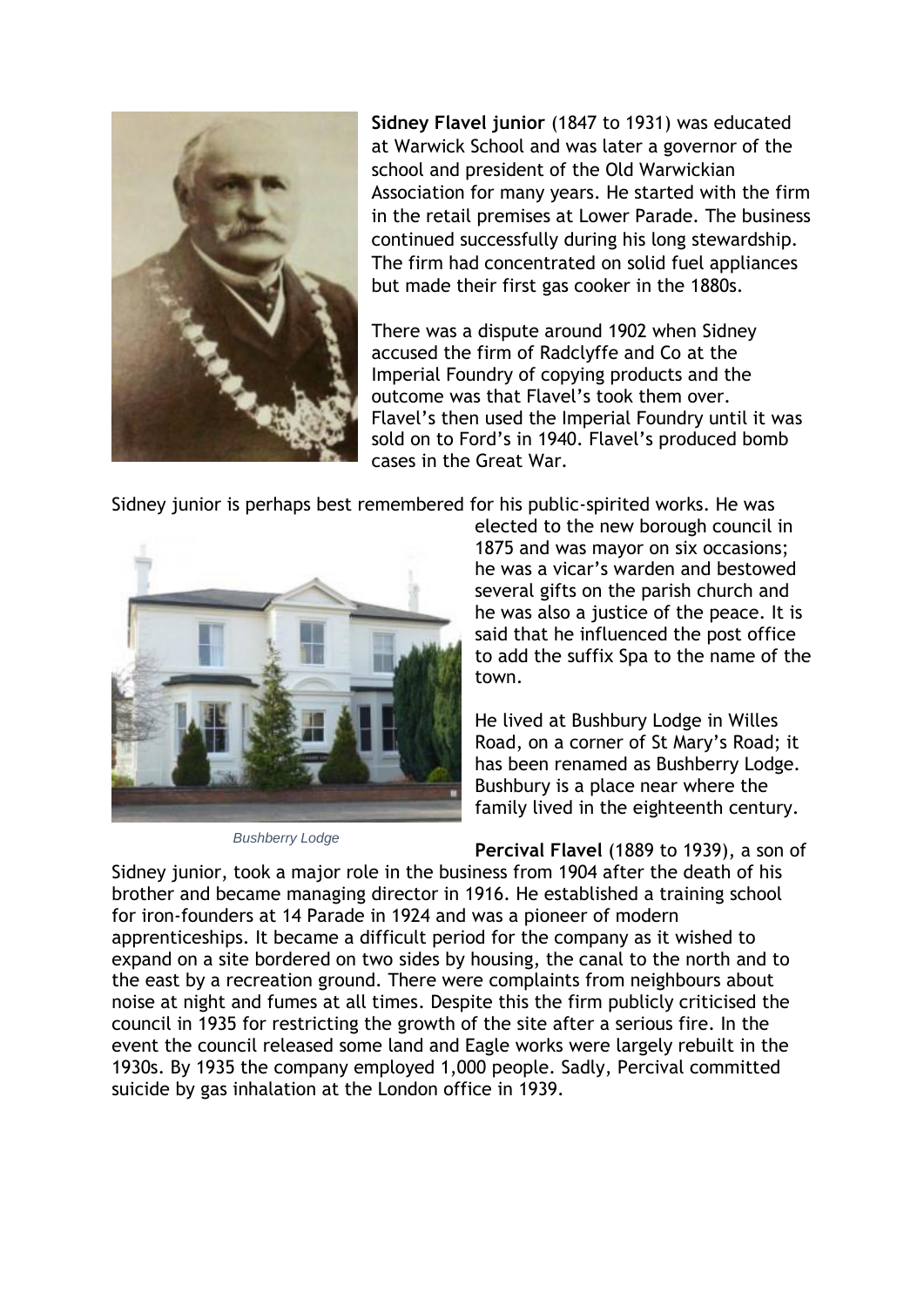**Sidney Flavel junior** (1847 to 1931) was educated at Warwick School and was later a governor of the school and president of the Old Warwickian Association for many years. He started with the firm in the retail premises at Lower Parade. The business continued successfully during his long stewardship. The firm had concentrated on solid fuel appliances but made their first gas cooker in the 1880s.

There was a dispute around 1902 when Sidney accused the firm of Radclyffe and Co at the Imperial Foundry of copying products and the outcome was that Flavel's took them over. Flavel's then used the Imperial Foundry until it was sold on to Ford's in 1940. Flavel's produced bomb cases in the Great War.

Sidney junior is perhaps best remembered for his public-spirited works. He was elected to the new borough council in 1875 and was mayor on six occasions; he was a vicar's warden and bestowed several gifts on the parish church and he was also a justice of the peace. It is said that he influenced the post office to add the suffix Spa to the name of the town.

He lived at Bushbury Lodge in Willes Road, on a corner of St Mary's Road; it has been renamed as Bushberry Lodge. Bushbury is a place near where the family lived in the eighteenth century.

*Bushberry Lodge*

**Percival Flavel** (1889 to 1939), a son of Sidney junior, took a major role in the business from 1904 after the death of his brother and became managing director in 1916. He established a training school for iron-founders at 14 Parade in 1924 and was a pioneer of modern apprenticeships. It became a difficult period for the company as it wished to expand on a site bordered on two sides by housing, the canal to the north and to the east by a recreation ground. There were complaints from neighbours about noise at night and fumes at all times. Despite this the firm publicly criticised the council in 1935 for restricting the growth of the site after a serious fire. In the event the council released some land and Eagle works were largely rebuilt in the 1930s. By 1935 the company employed 1,000 people. Sadly, Percival committed suicide by gas inhalation at the London office in 1939.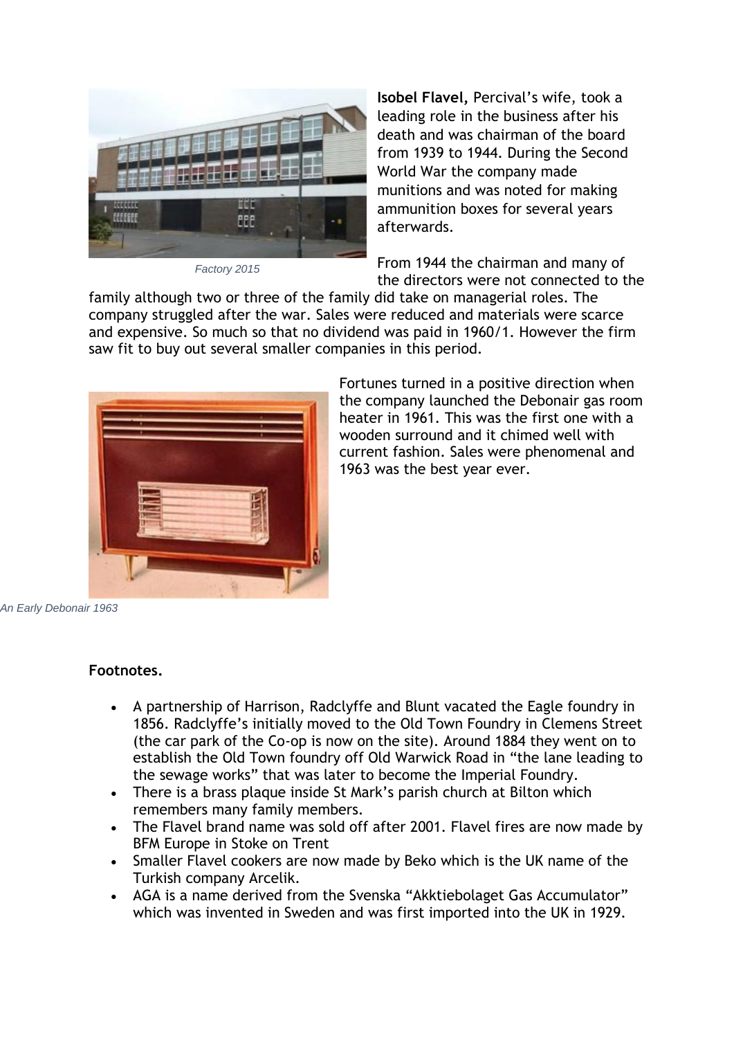Factory 2015

**Isobel Flavel,** Percival's wife, took a leading role in the business after his death and was chairman of the board from 1939 to 1944. During the Second World War the company made munitions and was noted for making ammunition boxes for several years afterwards.

From 1944 the chairman and many of the directors were not connected to the family although two or three of the family did take on managerial roles. The company struggled after the war. Sales were reduced and materials were scarce and expensive. So much so that no dividend was paid in 1960/1. However the firm saw fit to buy out several smaller companies in this period.

Fortunes turned in a positive direction when the company launched the Debonair gas room heater in 1961. This was the first one with a wooden surround and it chimed well with current fashion. Sales were phenomenal and 1963 was the best year ever.

An Early Debonair 1963

**Footnotes.**

- A partnership of Harrison, Radclyffe and Blunt vacated the Eagle foundry in 1856. Radclyffe's initially moved to the Old Town Foundry in Clemens Street (the car park of the Co-op is now on the site). Around 1884 they went on to establish the Old Town foundry off Old Warwick Road in "the lane leading to the sewage works" that was later to become the Imperial Foundry.
- There is a brass plaque inside St Mark's parish church at Bilton which remembers many family members.
- The Flavel brand name was sold off after 2001. Flavel fires are now made by BFM Europe in Stoke on Trent
- Smaller Flavel cookers are now made by Beko which is the UK name of the Turkish company Arcelik.
- AGA is a name derived from the Svenska "Akktiebolaget Gas Accumulator" which was invented in Sweden and was first imported into the UK in 1929.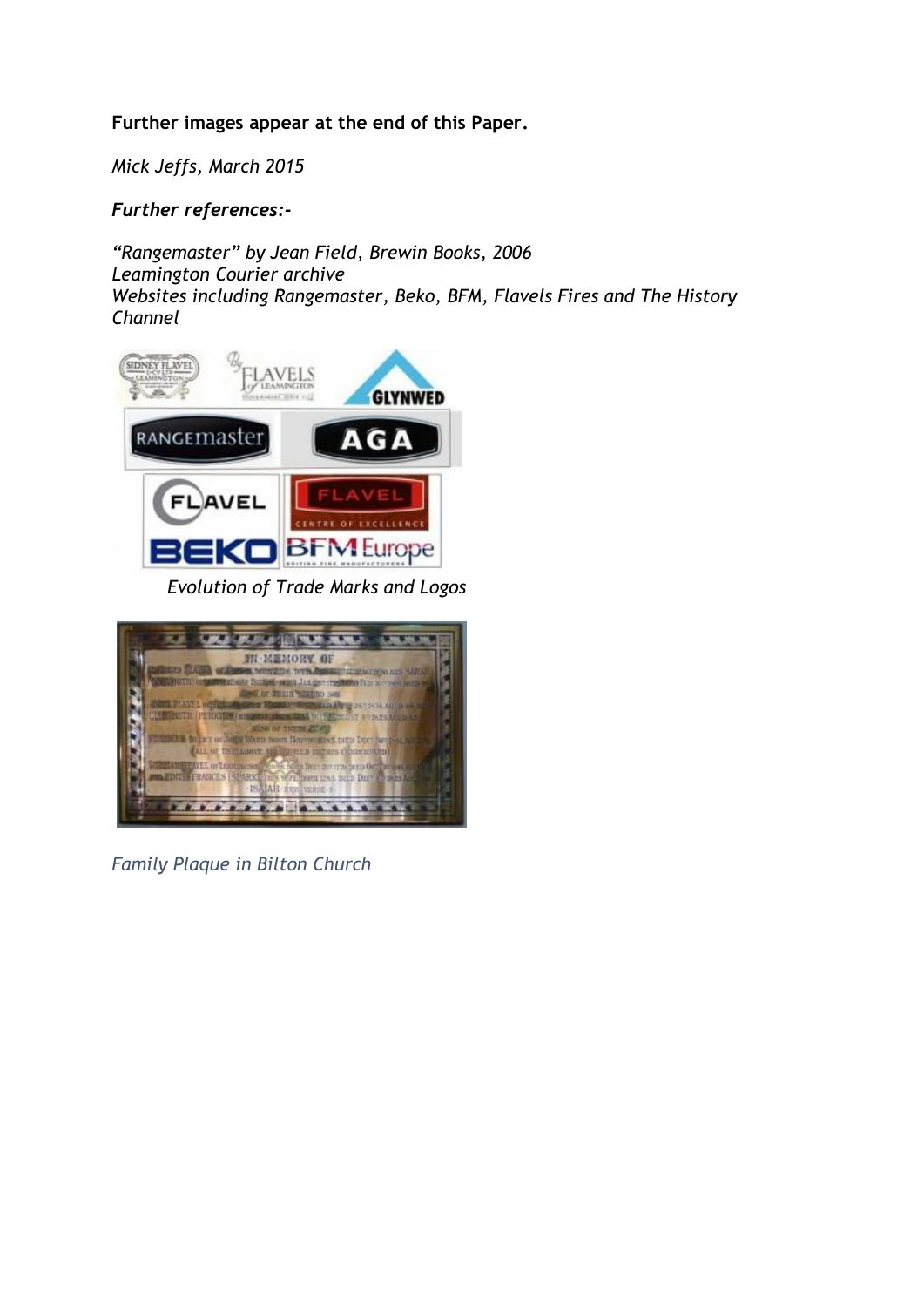**Further images appear at the end of this Paper.**

*Mick Jeffs, March 2015*

***Further references:-***

*"Rangemaster" by Jean Field, Brewin Books, 2006*
*Leamington Courier archive*
*Websites including Rangemaster, Beko, BFM, Flavels Fires and The History Channel*

*Evolution of Trade Marks and Logos*

*Family Plaque in Bilton Church*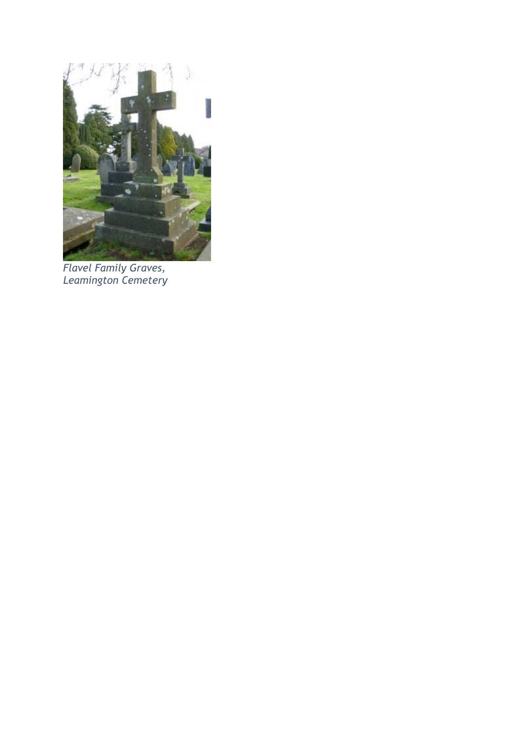*Flavel Family Graves, Leamington Cemetery*